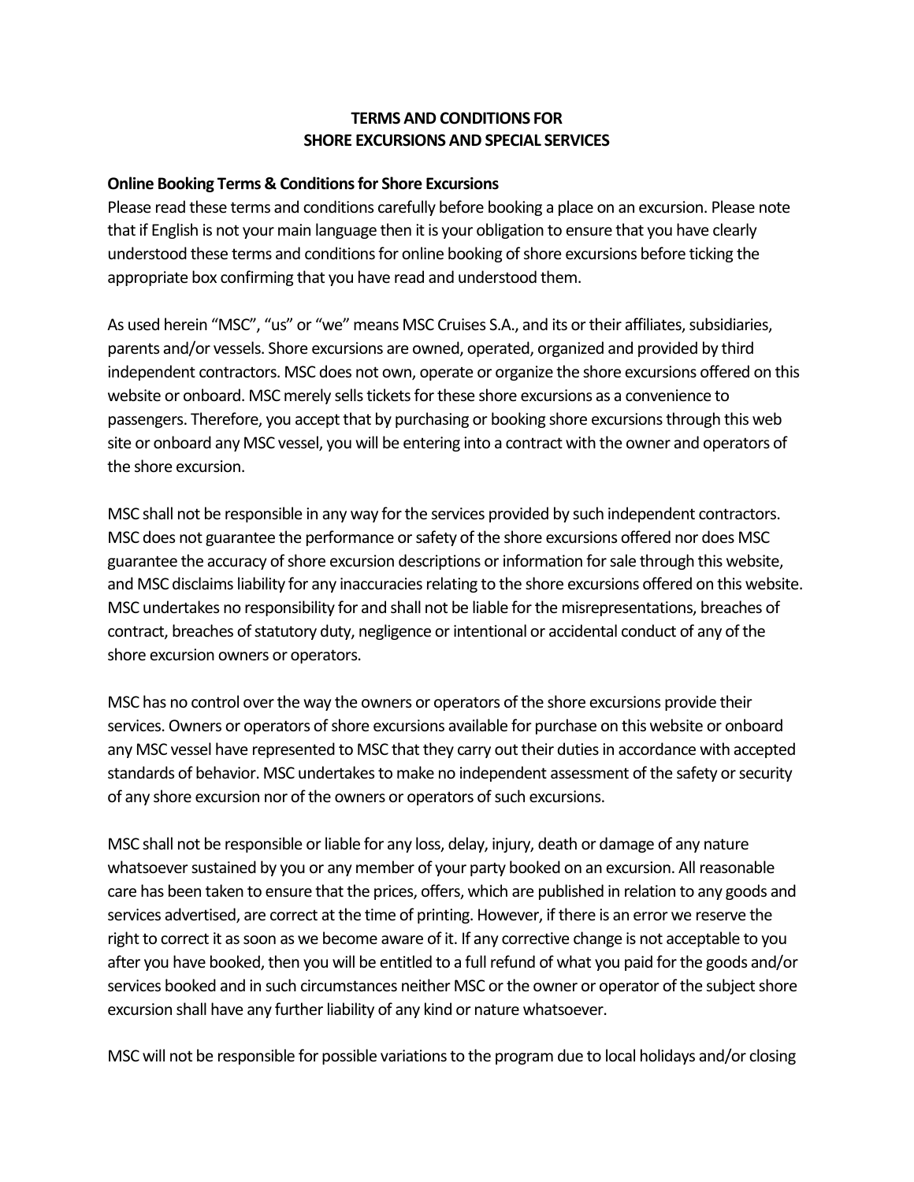# TERMS AND CONDITIONS FOR SHORE EXCURSIONS AND SPECIAL SERVICES

**Online Booking Terms & Conditions for Shore Excursions**

Please read these terms and conditions carefully before booking a place on an excursion. Please note that if English is not your main language then it is your obligation to ensure that you have clearly understood these terms and conditions for online booking of shore excursions before ticking the appropriate box confirming that you have read and understood them.

As used herein "MSC", "us" or "we" means MSC Cruises S.A., and its or their affiliates, subsidiaries, parents and/or vessels. Shore excursions are owned, operated, organized and provided by third independent contractors. MSC does not own, operate or organize the shore excursions offered on this website or onboard. MSC merely sells tickets for these shore excursions as a convenience to passengers. Therefore, you accept that by purchasing or booking shore excursions through this web site or onboard any MSC vessel, you will be entering into a contract with the owner and operators of the shore excursion.

MSC shall not be responsible in any way for the services provided by such independent contractors. MSC does not guarantee the performance or safety of the shore excursions offered nor does MSC guarantee the accuracy of shore excursion descriptions or information for sale through this website, and MSC disclaims liability for any inaccuracies relating to the shore excursions offered on this website. MSC undertakes no responsibility for and shall not be liable for the misrepresentations, breaches of contract, breaches of statutory duty, negligence or intentional or accidental conduct of any of the shore excursion owners or operators.

MSC has no control over the way the owners or operators of the shore excursions provide their services. Owners or operators of shore excursions available for purchase on this website or onboard any MSC vessel have represented to MSC that they carry out their duties in accordance with accepted standards of behavior. MSC undertakes to make no independent assessment of the safety or security of any shore excursion nor of the owners or operators of such excursions.

MSC shall not be responsible or liable for any loss, delay, injury, death or damage of any nature whatsoever sustained by you or any member of your party booked on an excursion. All reasonable care has been taken to ensure that the prices, offers, which are published in relation to any goods and services advertised, are correct at the time of printing. However, if there is an error we reserve the right to correct it as soon as we become aware of it. If any corrective change is not acceptable to you after you have booked, then you will be entitled to a full refund of what you paid for the goods and/or services booked and in such circumstances neither MSC or the owner or operator of the subject shore excursion shall have any further liability of any kind or nature whatsoever.

MSC will not be responsible for possible variations to the program due to local holidays and/or closing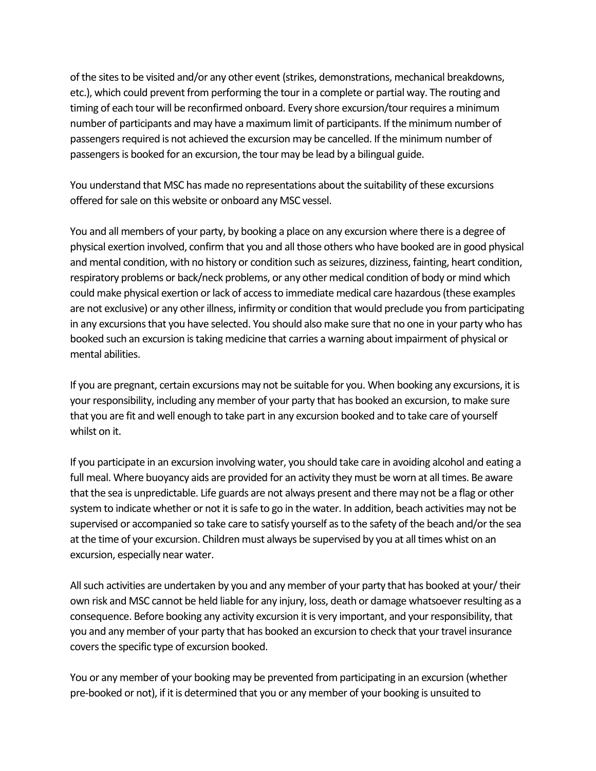of the sites to be visited and/or any other event (strikes, demonstrations, mechanical breakdowns, etc.), which could prevent from performing the tour in a complete or partial way. The routing and timing of each tour will be reconfirmed onboard. Every shore excursion/tour requires a minimum number of participants and may have a maximum limit of participants. If the minimum number of passengers required is not achieved the excursion may be cancelled. If the minimum number of passengers is booked for an excursion, the tour may be lead by a bilingual guide.

You understand that MSC has made no representations about the suitability of these excursions offered for sale on this website or onboard any MSC vessel.

You and all members of your party, by booking a place on any excursion where there is a degree of physical exertion involved, confirm that you and all those others who have booked are in good physical and mental condition, with no history or condition such as seizures, dizziness, fainting, heart condition, respiratory problems or back/neck problems, or any other medical condition of body or mind which could make physical exertion or lack of access to immediate medical care hazardous (these examples are not exclusive) or any other illness, infirmity or condition that would preclude you from participating in any excursions that you have selected. You should also make sure that no one in your party who has booked such an excursion is taking medicine that carries a warning about impairment of physical or mental abilities.

If you are pregnant, certain excursions may not be suitable for you. When booking any excursions, it is your responsibility, including any member of your party that has booked an excursion, to make sure that you are fit and well enough to take part in any excursion booked and to take care of yourself whilst on it.

If you participate in an excursion involving water, you should take care in avoiding alcohol and eating a full meal. Where buoyancy aids are provided for an activity they must be worn at all times. Be aware that the sea is unpredictable. Life guards are not always present and there may not be a flag or other system to indicate whether or not it is safe to go in the water. In addition, beach activities may not be supervised or accompanied so take care to satisfy yourself as to the safety of the beach and/or the sea at the time of your excursion. Children must always be supervised by you at all times whist on an excursion, especially near water.

All such activities are undertaken by you and any member of your party that has booked at your/ their own risk and MSC cannot be held liable for any injury, loss, death or damage whatsoever resulting as a consequence. Before booking any activity excursion it is very important, and your responsibility, that you and any member of your party that has booked an excursion to check that your travel insurance covers the specific type of excursion booked.

You or any member of your booking may be prevented from participating in an excursion (whether pre-booked or not), if it is determined that you or any member of your booking is unsuited to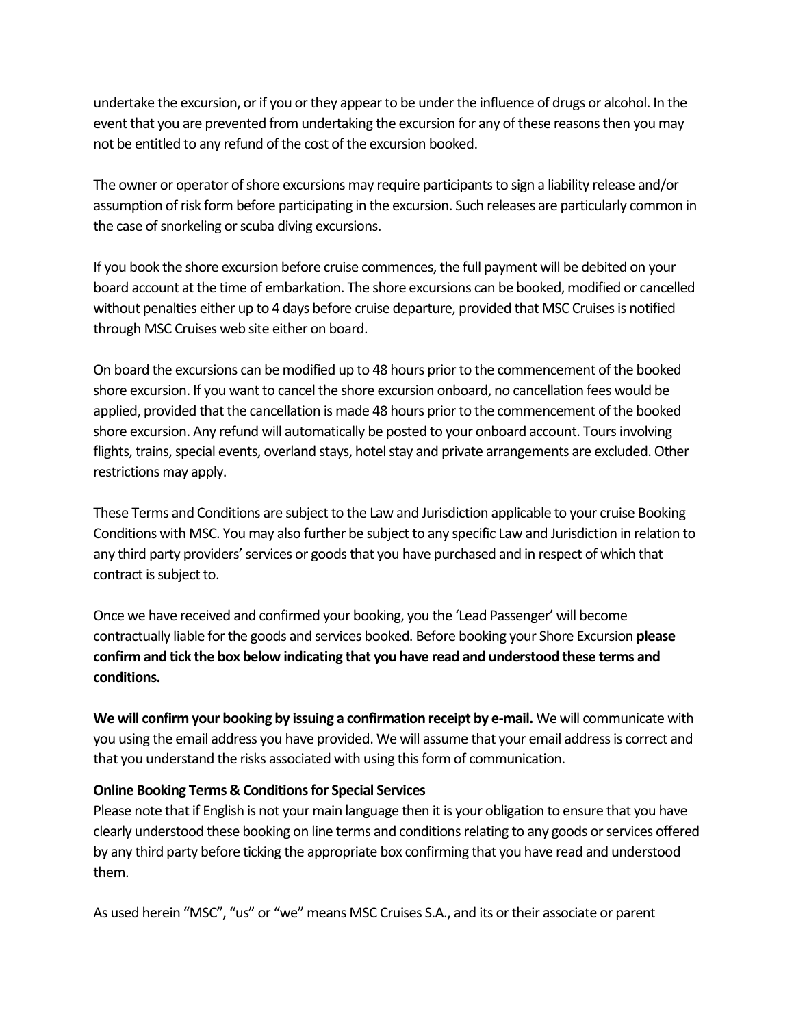undertake the excursion, or if you or they appear to be under the influence of drugs or alcohol. In the event that you are prevented from undertaking the excursion for any of these reasons then you may not be entitled to any refund of the cost of the excursion booked.

The owner or operator of shore excursions may require participants to sign a liability release and/or assumption of risk form before participating in the excursion. Such releases are particularly common in the case of snorkeling or scuba diving excursions.

If you book the shore excursion before cruise commences, the full payment will be debited on your board account at the time of embarkation. The shore excursions can be booked, modified or cancelled without penalties either up to 4 days before cruise departure, provided that MSC Cruises is notified through MSC Cruises web site either on board.

On board the excursions can be modified up to 48 hours prior to the commencement of the booked shore excursion. If you want to cancel the shore excursion onboard, no cancellation fees would be applied, provided that the cancellation is made 48 hours prior to the commencement of the booked shore excursion. Any refund will automatically be posted to your onboard account. Tours involving flights, trains, special events, overland stays, hotel stay and private arrangements are excluded. Other restrictions may apply.

These Terms and Conditions are subject to the Law and Jurisdiction applicable to your cruise Booking Conditions with MSC. You may also further be subject to any specific Law and Jurisdiction in relation to any third party providers' services or goods that you have purchased and in respect of which that contract is subject to.

Once we have received and confirmed your booking, you the 'Lead Passenger' will become contractually liable for the goods and services booked. Before booking your Shore Excursion **please confirm and tick the box below indicating that you have read and understood these terms and conditions.**

**We will confirm your booking by issuing a confirmation receipt by e-mail.** We will communicate with you using the email address you have provided. We will assume that your email address is correct and that you understand the risks associated with using this form of communication.

**Online Booking Terms & Conditions for Special Services**

Please note that if English is not your main language then it is your obligation to ensure that you have clearly understood these booking on line terms and conditions relating to any goods or services offered by any third party before ticking the appropriate box confirming that you have read and understood them.

As used herein "MSC", "us" or "we" means MSC Cruises S.A., and its or their associate or parent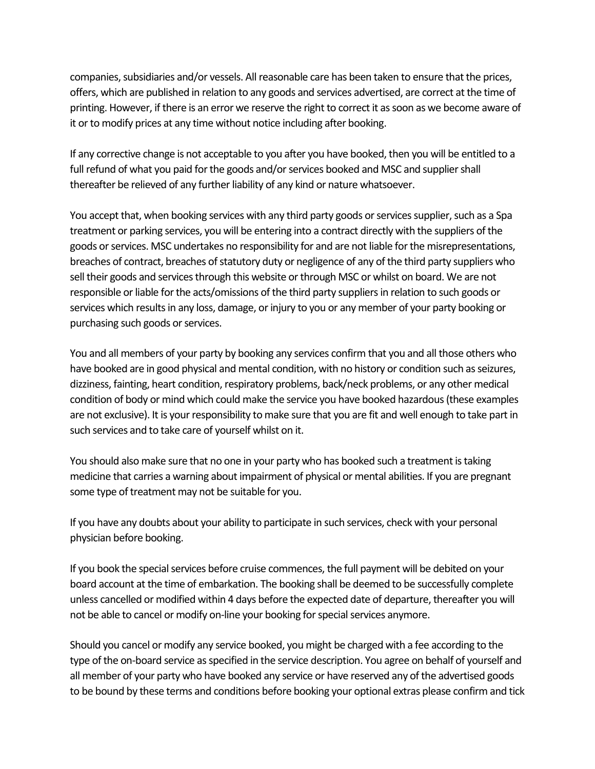companies, subsidiaries and/or vessels. All reasonable care has been taken to ensure that the prices, offers, which are published in relation to any goods and services advertised, are correct at the time of printing. However, if there is an error we reserve the right to correct it as soon as we become aware of it or to modify prices at any time without notice including after booking.

If any corrective change is not acceptable to you after you have booked, then you will be entitled to a full refund of what you paid for the goods and/or services booked and MSC and supplier shall thereafter be relieved of any further liability of any kind or nature whatsoever.

You accept that, when booking services with any third party goods or services supplier, such as a Spa treatment or parking services, you will be entering into a contract directly with the suppliers of the goods or services. MSC undertakes no responsibility for and are not liable for the misrepresentations, breaches of contract, breaches of statutory duty or negligence of any of the third party suppliers who sell their goods and services through this website or through MSC or whilst on board. We are not responsible or liable for the acts/omissions of the third party suppliers in relation to such goods or services which results in any loss, damage, or injury to you or any member of your party booking or purchasing such goods or services.

You and all members of your party by booking any services confirm that you and all those others who have booked are in good physical and mental condition, with no history or condition such as seizures, dizziness, fainting, heart condition, respiratory problems, back/neck problems, or any other medical condition of body or mind which could make the service you have booked hazardous (these examples are not exclusive). It is your responsibility to make sure that you are fit and well enough to take part in such services and to take care of yourself whilst on it.

You should also make sure that no one in your party who has booked such a treatment is taking medicine that carries a warning about impairment of physical or mental abilities. If you are pregnant some type of treatment may not be suitable for you.

If you have any doubts about your ability to participate in such services, check with your personal physician before booking.

If you book the special services before cruise commences, the full payment will be debited on your board account at the time of embarkation. The booking shall be deemed to be successfully complete unless cancelled or modified within 4 days before the expected date of departure, thereafter you will not be able to cancel or modify on-line your booking for special services anymore.

Should you cancel or modify any service booked, you might be charged with a fee according to the type of the on-board service as specified in the service description. You agree on behalf of yourself and all member of your party who have booked any service or have reserved any of the advertised goods to be bound by these terms and conditions before booking your optional extras please confirm and tick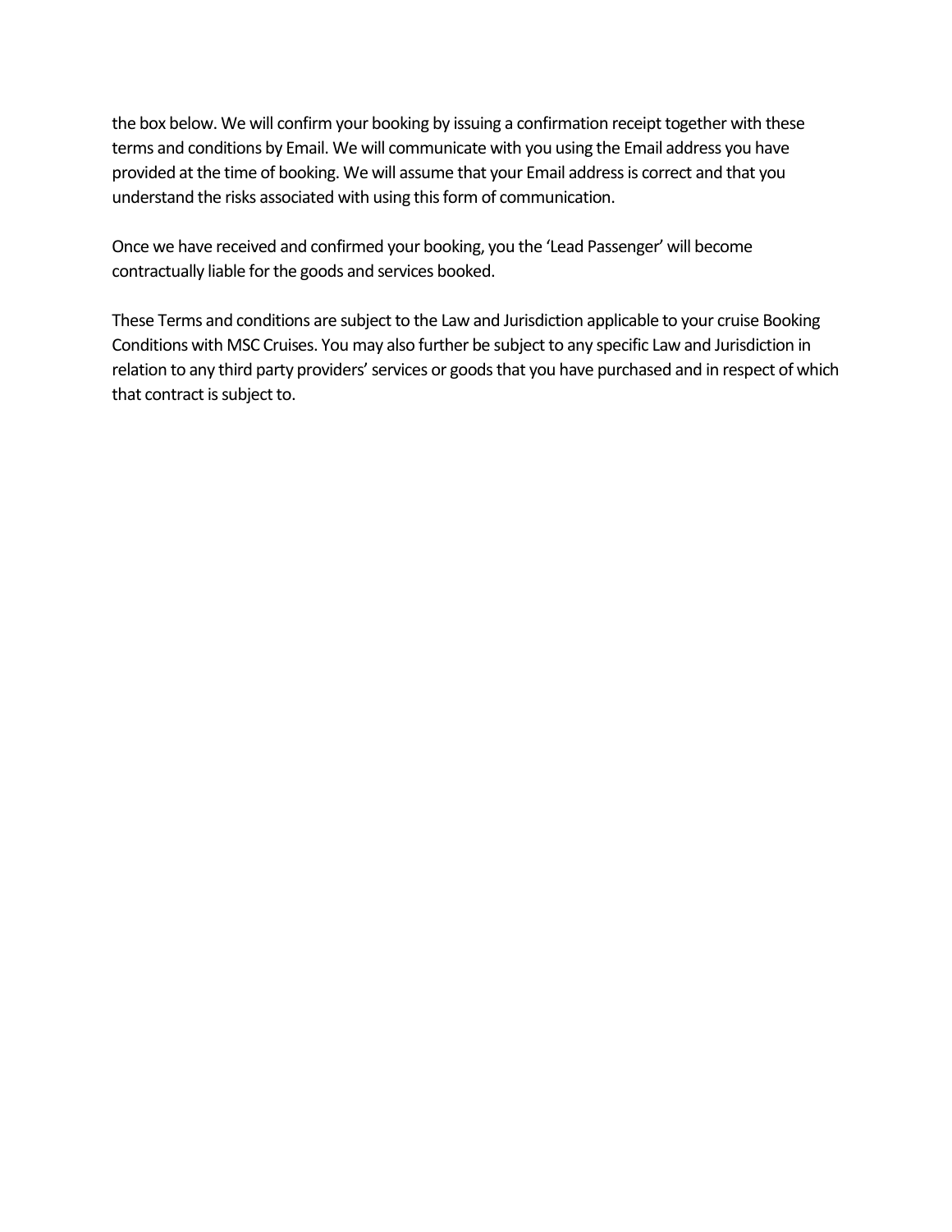the box below. We will confirm your booking by issuing a confirmation receipt together with these terms and conditions by Email. We will communicate with you using the Email address you have provided at the time of booking. We will assume that your Email address is correct and that you understand the risks associated with using this form of communication.

Once we have received and confirmed your booking, you the 'Lead Passenger' will become contractually liable for the goods and services booked.

These Terms and conditions are subject to the Law and Jurisdiction applicable to your cruise Booking Conditions with MSC Cruises. You may also further be subject to any specific Law and Jurisdiction in relation to any third party providers' services or goods that you have purchased and in respect of which that contract is subject to.